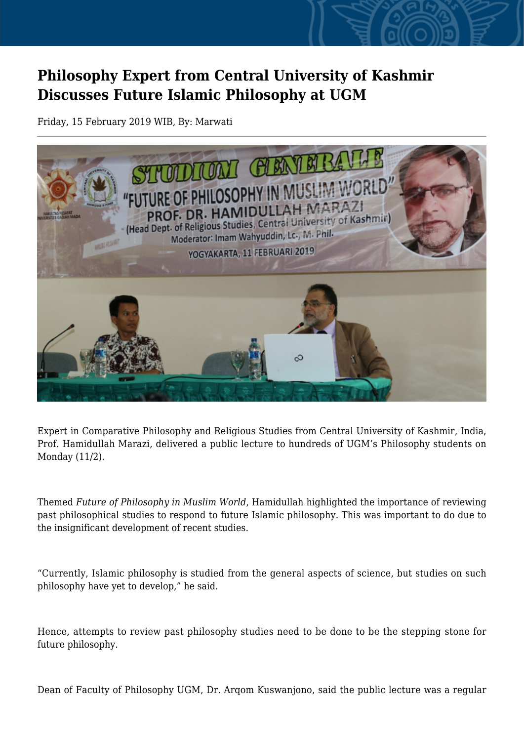# Philosophy Expert from Central University of Kashmir Discusses Future Islamic Philosophy at UGM

Friday, 15 February 2019 WIB, By: Marwati

Expert in Comparative Philosophy and Religious Studies from Central University of Kashmir, India, Prof. Hamidullah Marazi, delivered a public lecture to hundreds of UGM's Philosophy students on Monday (11/2).

Themed *Future of Philosophy in Muslim World*, Hamidullah highlighted the importance of reviewing past philosophical studies to respond to future Islamic philosophy. This was important to do due to the insignificant development of recent studies.

"Currently, Islamic philosophy is studied from the general aspects of science, but studies on such philosophy have yet to develop," he said.

Hence, attempts to review past philosophy studies need to be done to be the stepping stone for future philosophy.

Dean of Faculty of Philosophy UGM, Dr. Arqom Kuswanjono, said the public lecture was a regular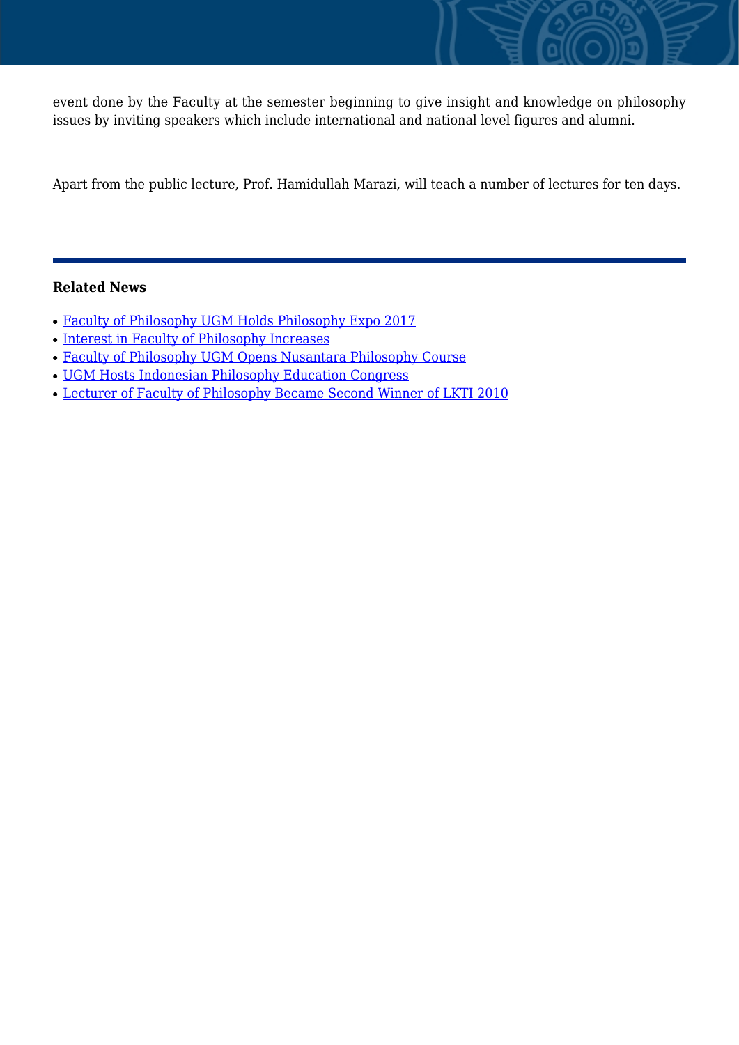event done by the Faculty at the semester beginning to give insight and knowledge on philosophy issues by inviting speakers which include international and national level figures and alumni.

Apart from the public lecture, Prof. Hamidullah Marazi, will teach a number of lectures for ten days.

---

**Related News**

- Faculty of Philosophy UGM Holds Philosophy Expo 2017
- Interest in Faculty of Philosophy Increases
- Faculty of Philosophy UGM Opens Nusantara Philosophy Course
- UGM Hosts Indonesian Philosophy Education Congress
- Lecturer of Faculty of Philosophy Became Second Winner of LKTI 2010